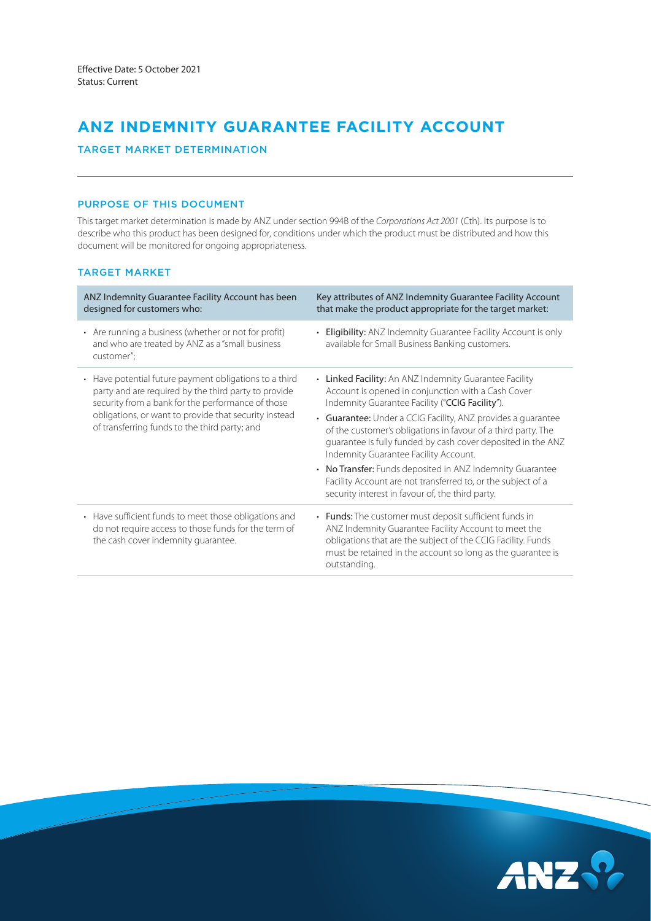Effective Date: 5 October 2021
Status: Current

# ANZ INDEMNITY GUARANTEE FACILITY ACCOUNT

## TARGET MARKET DETERMINATION

### PURPOSE OF THIS DOCUMENT

This target market determination is made by ANZ under section 994B of the *Corporations Act 2001* (Cth). Its purpose is to describe who this product has been designed for, conditions under which the product must be distributed and how this document will be monitored for ongoing appropriateness.

### TARGET MARKET

| ANZ Indemnity Guarantee Facility Account has been designed for customers who: | Key attributes of ANZ Indemnity Guarantee Facility Account that make the product appropriate for the target market: |
|---|---|
| • Are running a business (whether or not for profit) and who are treated by ANZ as a "small business customer"; | • **Eligibility:** ANZ Indemnity Guarantee Facility Account is only available for Small Business Banking customers. |
| • Have potential future payment obligations to a third party and are required by the third party to provide security from a bank for the performance of those obligations, or want to provide that security instead of transferring funds to the third party; and | • **Linked Facility:** An ANZ Indemnity Guarantee Facility Account is opened in conjunction with a Cash Cover Indemnity Guarantee Facility ("**CCIG Facility**").<br>• **Guarantee:** Under a CCIG Facility, ANZ provides a guarantee of the customer's obligations in favour of a third party. The guarantee is fully funded by cash cover deposited in the ANZ Indemnity Guarantee Facility Account.<br>• **No Transfer:** Funds deposited in ANZ Indemnity Guarantee Facility Account are not transferred to, or the subject of a security interest in favour of, the third party. |
| • Have sufficient funds to meet those obligations and do not require access to those funds for the term of the cash cover indemnity guarantee. | • **Funds:** The customer must deposit sufficient funds in ANZ Indemnity Guarantee Facility Account to meet the obligations that are the subject of the CCIG Facility. Funds must be retained in the account so long as the guarantee is outstanding. |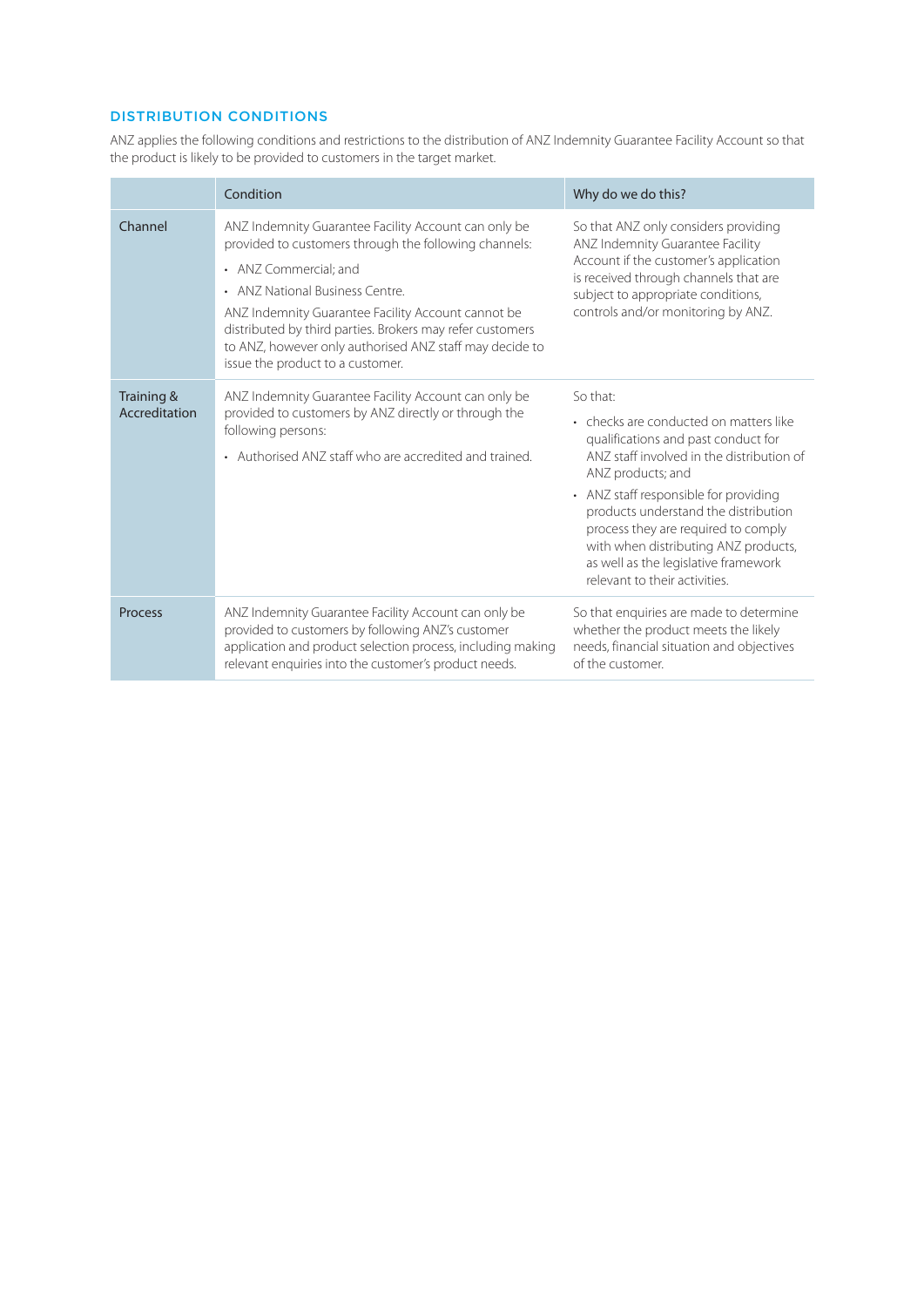## DISTRIBUTION CONDITIONS

ANZ applies the following conditions and restrictions to the distribution of ANZ Indemnity Guarantee Facility Account so that the product is likely to be provided to customers in the target market.

| | Condition | Why do we do this? |
|---|---|---|
| Channel | ANZ Indemnity Guarantee Facility Account can only be provided to customers through the following channels:<br>• ANZ Commercial; and<br>• ANZ National Business Centre.<br>ANZ Indemnity Guarantee Facility Account cannot be distributed by third parties. Brokers may refer customers to ANZ, however only authorised ANZ staff may decide to issue the product to a customer. | So that ANZ only considers providing ANZ Indemnity Guarantee Facility Account if the customer's application is received through channels that are subject to appropriate conditions, controls and/or monitoring by ANZ. |
| Training & Accreditation | ANZ Indemnity Guarantee Facility Account can only be provided to customers by ANZ directly or through the following persons:<br>• Authorised ANZ staff who are accredited and trained. | So that:<br>• checks are conducted on matters like qualifications and past conduct for ANZ staff involved in the distribution of ANZ products; and<br>• ANZ staff responsible for providing products understand the distribution process they are required to comply with when distributing ANZ products, as well as the legislative framework relevant to their activities. |
| Process | ANZ Indemnity Guarantee Facility Account can only be provided to customers by following ANZ's customer application and product selection process, including making relevant enquiries into the customer's product needs. | So that enquiries are made to determine whether the product meets the likely needs, financial situation and objectives of the customer. |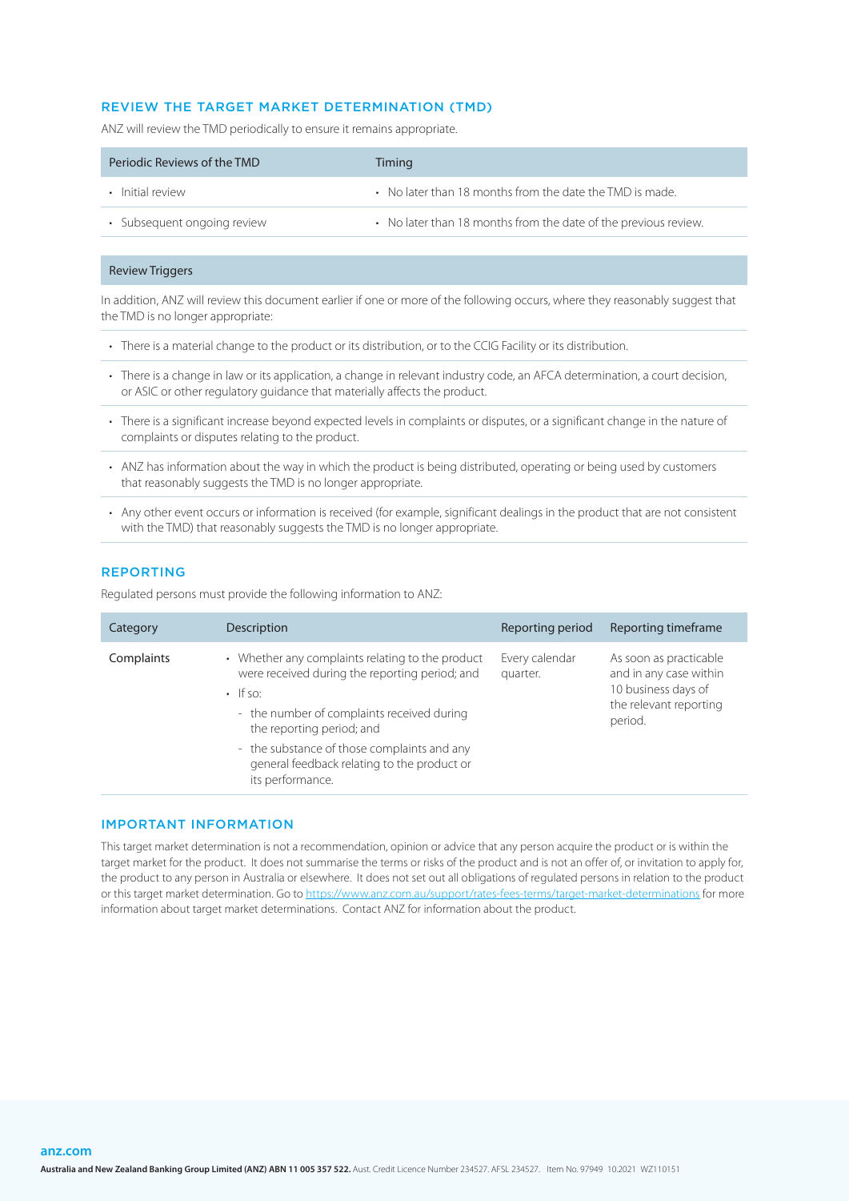## REVIEW THE TARGET MARKET DETERMINATION (TMD)

ANZ will review the TMD periodically to ensure it remains appropriate.

| Periodic Reviews of the TMD | Timing |
|---|---|
| • Initial review | • No later than 18 months from the date the TMD is made. |
| • Subsequent ongoing review | • No later than 18 months from the date of the previous review. |

### Review Triggers

In addition, ANZ will review this document earlier if one or more of the following occurs, where they reasonably suggest that the TMD is no longer appropriate:

- There is a material change to the product or its distribution, or to the CCIG Facility or its distribution.
- There is a change in law or its application, a change in relevant industry code, an AFCA determination, a court decision, or ASIC or other regulatory guidance that materially affects the product.
- There is a significant increase beyond expected levels in complaints or disputes, or a significant change in the nature of complaints or disputes relating to the product.
- ANZ has information about the way in which the product is being distributed, operating or being used by customers that reasonably suggests the TMD is no longer appropriate.
- Any other event occurs or information is received (for example, significant dealings in the product that are not consistent with the TMD) that reasonably suggests the TMD is no longer appropriate.

## REPORTING

Regulated persons must provide the following information to ANZ:

| Category | Description | Reporting period | Reporting timeframe |
|---|---|---|---|
| Complaints | • Whether any complaints relating to the product were received during the reporting period; and<br>• If so:<br>- the number of complaints received during the reporting period; and<br>- the substance of those complaints and any general feedback relating to the product or its performance. | Every calendar quarter. | As soon as practicable and in any case within 10 business days of the relevant reporting period. |

## IMPORTANT INFORMATION

This target market determination is not a recommendation, opinion or advice that any person acquire the product or is within the target market for the product. It does not summarise the terms or risks of the product and is not an offer of, or invitation to apply for, the product to any person in Australia or elsewhere. It does not set out all obligations of regulated persons in relation to the product or this target market determination. Go to https://www.anz.com.au/support/rates-fees-terms/target-market-determinations for more information about target market determinations. Contact ANZ for information about the product.

**anz.com**

**Australia and New Zealand Banking Group Limited (ANZ) ABN 11 005 357 522.** Aust. Credit Licence Number 234527. AFSL 234527. Item No. 97949 10.2021 WZ110151